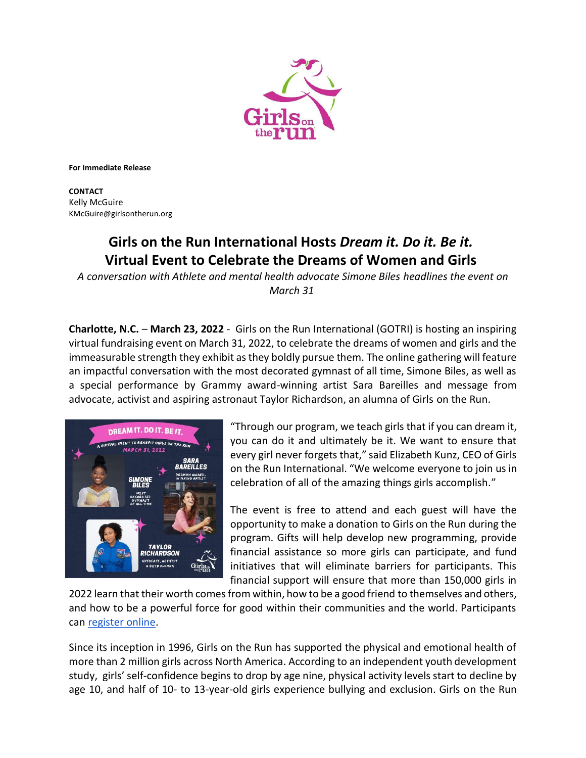**For Immediate Release**

**CONTACT**
Kelly McGuire
KMcGuire@girlsontherun.org

# Girls on the Run International Hosts *Dream it. Do it. Be it.* Virtual Event to Celebrate the Dreams of Women and Girls

*A conversation with Athlete and mental health advocate Simone Biles headlines the event on March 31*

**Charlotte, N.C.** – **March 23, 2022** - Girls on the Run International (GOTRI) is hosting an inspiring virtual fundraising event on March 31, 2022, to celebrate the dreams of women and girls and the immeasurable strength they exhibit as they boldly pursue them. The online gathering will feature an impactful conversation with the most decorated gymnast of all time, Simone Biles, as well as a special performance by Grammy award-winning artist Sara Bareilles and message from advocate, activist and aspiring astronaut Taylor Richardson, an alumna of Girls on the Run.

"Through our program, we teach girls that if you can dream it, you can do it and ultimately be it. We want to ensure that every girl never forgets that," said Elizabeth Kunz, CEO of Girls on the Run International. "We welcome everyone to join us in celebration of all of the amazing things girls accomplish."

The event is free to attend and each guest will have the opportunity to make a donation to Girls on the Run during the program. Gifts will help develop new programming, provide financial assistance so more girls can participate, and fund initiatives that will eliminate barriers for participants. This financial support will ensure that more than 150,000 girls in 2022 learn that their worth comes from within, how to be a good friend to themselves and others, and how to be a powerful force for good within their communities and the world. Participants can [register online](#).

Since its inception in 1996, Girls on the Run has supported the physical and emotional health of more than 2 million girls across North America. According to an independent youth development study, girls' self-confidence begins to drop by age nine, physical activity levels start to decline by age 10, and half of 10- to 13-year-old girls experience bullying and exclusion. Girls on the Run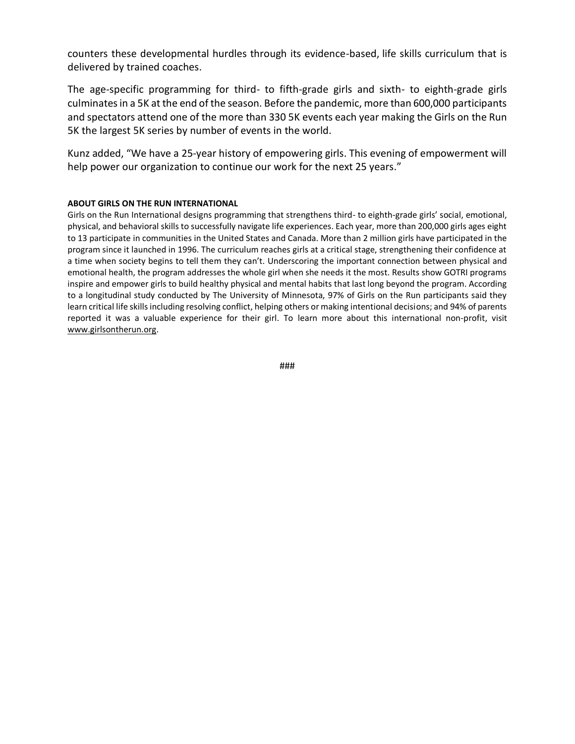counters these developmental hurdles through its evidence-based, life skills curriculum that is delivered by trained coaches.

The age-specific programming for third- to fifth-grade girls and sixth- to eighth-grade girls culminates in a 5K at the end of the season. Before the pandemic, more than 600,000 participants and spectators attend one of the more than 330 5K events each year making the Girls on the Run 5K the largest 5K series by number of events in the world.

Kunz added, “We have a 25-year history of empowering girls. This evening of empowerment will help power our organization to continue our work for the next 25 years.”

**ABOUT GIRLS ON THE RUN INTERNATIONAL**

Girls on the Run International designs programming that strengthens third- to eighth-grade girls’ social, emotional, physical, and behavioral skills to successfully navigate life experiences. Each year, more than 200,000 girls ages eight to 13 participate in communities in the United States and Canada. More than 2 million girls have participated in the program since it launched in 1996. The curriculum reaches girls at a critical stage, strengthening their confidence at a time when society begins to tell them they can’t. Underscoring the important connection between physical and emotional health, the program addresses the whole girl when she needs it the most. Results show GOTRI programs inspire and empower girls to build healthy physical and mental habits that last long beyond the program. According to a longitudinal study conducted by The University of Minnesota, 97% of Girls on the Run participants said they learn critical life skills including resolving conflict, helping others or making intentional decisions; and 94% of parents reported it was a valuable experience for their girl. To learn more about this international non-profit, visit www.girlsontherun.org.

###